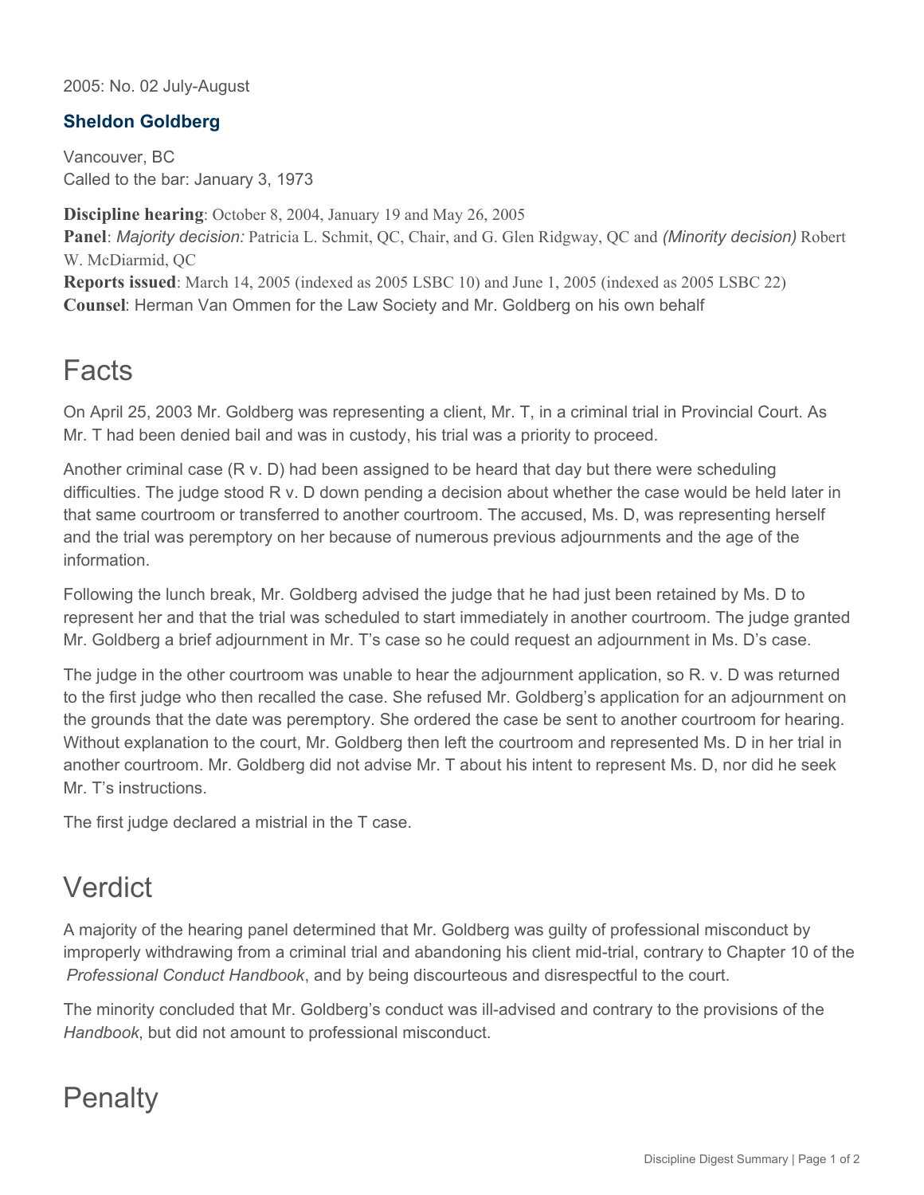2005: No. 02 July-August

## Sheldon Goldberg

Vancouver, BC
Called to the bar: January 3, 1973

**Discipline hearing**: October 8, 2004, January 19 and May 26, 2005
**Panel**: *Majority decision:* Patricia L. Schmit, QC, Chair, and G. Glen Ridgway, QC and *(Minority decision)* Robert W. McDiarmid, QC
**Reports issued**: March 14, 2005 (indexed as 2005 LSBC 10) and June 1, 2005 (indexed as 2005 LSBC 22)
**Counsel**: Herman Van Ommen for the Law Society and Mr. Goldberg on his own behalf

# Facts

On April 25, 2003 Mr. Goldberg was representing a client, Mr. T, in a criminal trial in Provincial Court. As Mr. T had been denied bail and was in custody, his trial was a priority to proceed.

Another criminal case (R v. D) had been assigned to be heard that day but there were scheduling difficulties. The judge stood R v. D down pending a decision about whether the case would be held later in that same courtroom or transferred to another courtroom. The accused, Ms. D, was representing herself and the trial was peremptory on her because of numerous previous adjournments and the age of the information.

Following the lunch break, Mr. Goldberg advised the judge that he had just been retained by Ms. D to represent her and that the trial was scheduled to start immediately in another courtroom. The judge granted Mr. Goldberg a brief adjournment in Mr. T's case so he could request an adjournment in Ms. D's case.

The judge in the other courtroom was unable to hear the adjournment application, so R. v. D was returned to the first judge who then recalled the case. She refused Mr. Goldberg's application for an adjournment on the grounds that the date was peremptory. She ordered the case be sent to another courtroom for hearing. Without explanation to the court, Mr. Goldberg then left the courtroom and represented Ms. D in her trial in another courtroom. Mr. Goldberg did not advise Mr. T about his intent to represent Ms. D, nor did he seek Mr. T's instructions.

The first judge declared a mistrial in the T case.

# Verdict

A majority of the hearing panel determined that Mr. Goldberg was guilty of professional misconduct by improperly withdrawing from a criminal trial and abandoning his client mid-trial, contrary to Chapter 10 of the *Professional Conduct Handbook*, and by being discourteous and disrespectful to the court.

The minority concluded that Mr. Goldberg's conduct was ill-advised and contrary to the provisions of the *Handbook*, but did not amount to professional misconduct.

# Penalty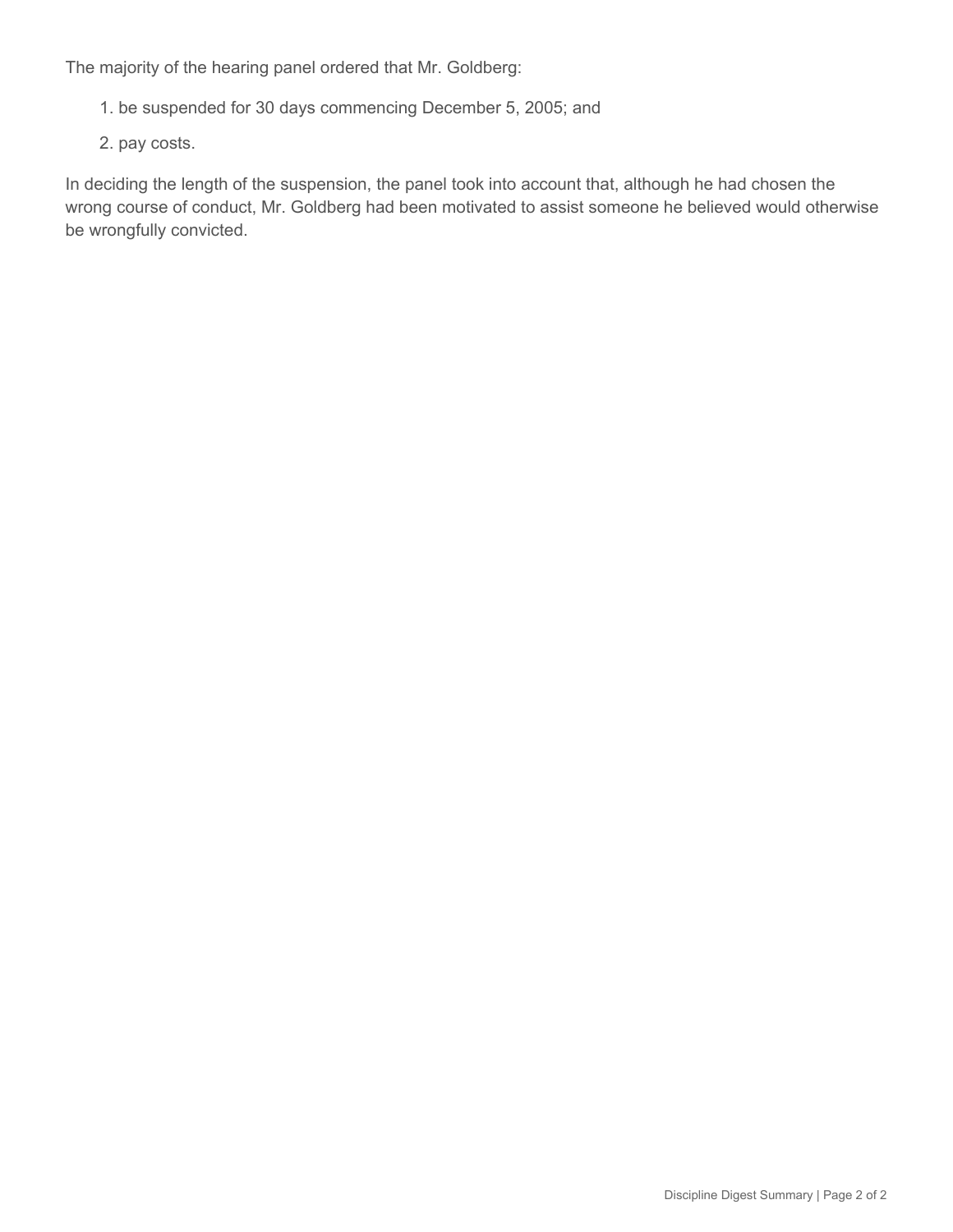The majority of the hearing panel ordered that Mr. Goldberg:

1. be suspended for 30 days commencing December 5, 2005; and
2. pay costs.

In deciding the length of the suspension, the panel took into account that, although he had chosen the wrong course of conduct, Mr. Goldberg had been motivated to assist someone he believed would otherwise be wrongfully convicted.